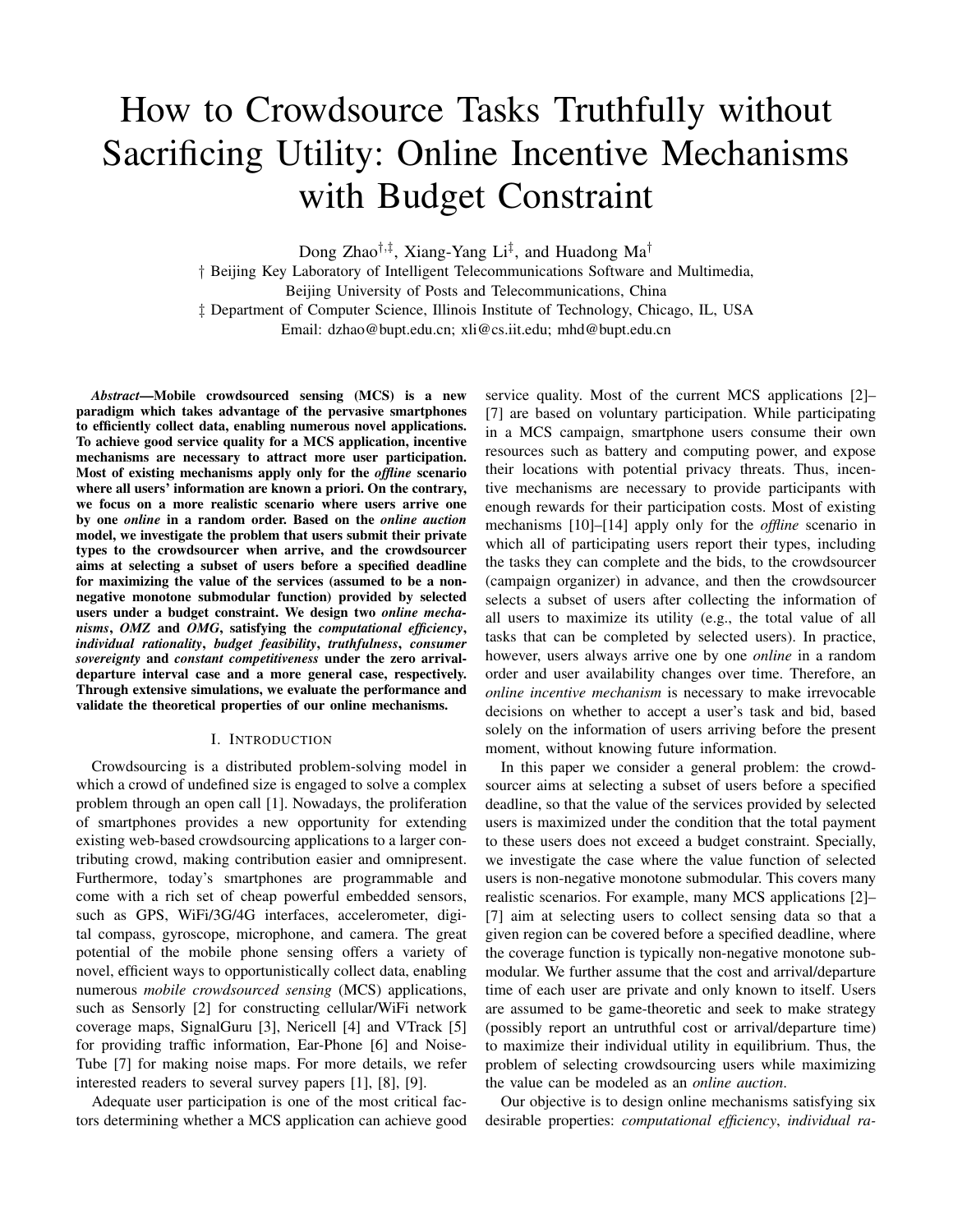# How to Crowdsource Tasks Truthfully without Sacrificing Utility: Online Incentive Mechanisms with Budget Constraint

Dong Zhao[†,‡], Xiang-Yang Li[‡], and Huadong Ma[†]

† Beijing Key Laboratory of Intelligent Telecommunications Software and Multimedia, Beijing University of Posts and Telecommunications, China

‡ Department of Computer Science, Illinois Institute of Technology, Chicago, IL, USA

Email: dzhao@bupt.edu.cn; xli@cs.iit.edu; mhd@bupt.edu.cn

***Abstract*—Mobile crowdsourced sensing (MCS) is a new paradigm which takes advantage of the pervasive smartphones to efficiently collect data, enabling numerous novel applications. To achieve good service quality for a MCS application, incentive mechanisms are necessary to attract more user participation. Most of existing mechanisms apply only for the *offline* scenario where all users' information are known a priori. On the contrary, we focus on a more realistic scenario where users arrive one by one *online* in a random order. Based on the *online auction* model, we investigate the problem that users submit their private types to the crowdsourcer when arrive, and the crowdsourcer aims at selecting a subset of users before a specified deadline for maximizing the value of the services (assumed to be a non-negative monotone submodular function) provided by selected users under a budget constraint. We design two *online mechanisms*, *OMZ* and *OMG*, satisfying the *computational efficiency*, *individual rationality*, *budget feasibility*, *truthfulness*, *consumer sovereignty* and *constant competitiveness* under the zero arrival-departure interval case and a more general case, respectively. Through extensive simulations, we evaluate the performance and validate the theoretical properties of our online mechanisms.**

## I. Introduction

Crowdsourcing is a distributed problem-solving model in which a crowd of undefined size is engaged to solve a complex problem through an open call [1]. Nowadays, the proliferation of smartphones provides a new opportunity for extending existing web-based crowdsourcing applications to a larger contributing crowd, making contribution easier and omnipresent. Furthermore, today's smartphones are programmable and come with a rich set of cheap powerful embedded sensors, such as GPS, WiFi/3G/4G interfaces, accelerometer, digital compass, gyroscope, microphone, and camera. The great potential of the mobile phone sensing offers a variety of novel, efficient ways to opportunistically collect data, enabling numerous *mobile crowdsourced sensing* (MCS) applications, such as Sensorly [2] for constructing cellular/WiFi network coverage maps, SignalGuru [3], Nericell [4] and VTrack [5] for providing traffic information, Ear-Phone [6] and NoiseTube [7] for making noise maps. For more details, we refer interested readers to several survey papers [1], [8], [9].

Adequate user participation is one of the most critical factors determining whether a MCS application can achieve good service quality. Most of the current MCS applications [2]–[7] are based on voluntary participation. While participating in a MCS campaign, smartphone users consume their own resources such as battery and computing power, and expose their locations with potential privacy threats. Thus, incentive mechanisms are necessary to provide participants with enough rewards for their participation costs. Most of existing mechanisms [10]–[14] apply only for the *offline* scenario in which all of participating users report their types, including the tasks they can complete and the bids, to the crowdsourcer (campaign organizer) in advance, and then the crowdsourcer selects a subset of users after collecting the information of all users to maximize its utility (e.g., the total value of all tasks that can be completed by selected users). In practice, however, users always arrive one by one *online* in a random order and user availability changes over time. Therefore, an *online incentive mechanism* is necessary to make irrevocable decisions on whether to accept a user's task and bid, based solely on the information of users arriving before the present moment, without knowing future information.

In this paper we consider a general problem: the crowdsourcer aims at selecting a subset of users before a specified deadline, so that the value of the services provided by selected users is maximized under the condition that the total payment to these users does not exceed a budget constraint. Specially, we investigate the case where the value function of selected users is non-negative monotone submodular. This covers many realistic scenarios. For example, many MCS applications [2]–[7] aim at selecting users to collect sensing data so that a given region can be covered before a specified deadline, where the coverage function is typically non-negative monotone submodular. We further assume that the cost and arrival/departure time of each user are private and only known to itself. Users are assumed to be game-theoretic and seek to make strategy (possibly report an untruthful cost or arrival/departure time) to maximize their individual utility in equilibrium. Thus, the problem of selecting crowdsourcing users while maximizing the value can be modeled as an *online auction*.

Our objective is to design online mechanisms satisfying six desirable properties: *computational efficiency*, *individual ra-*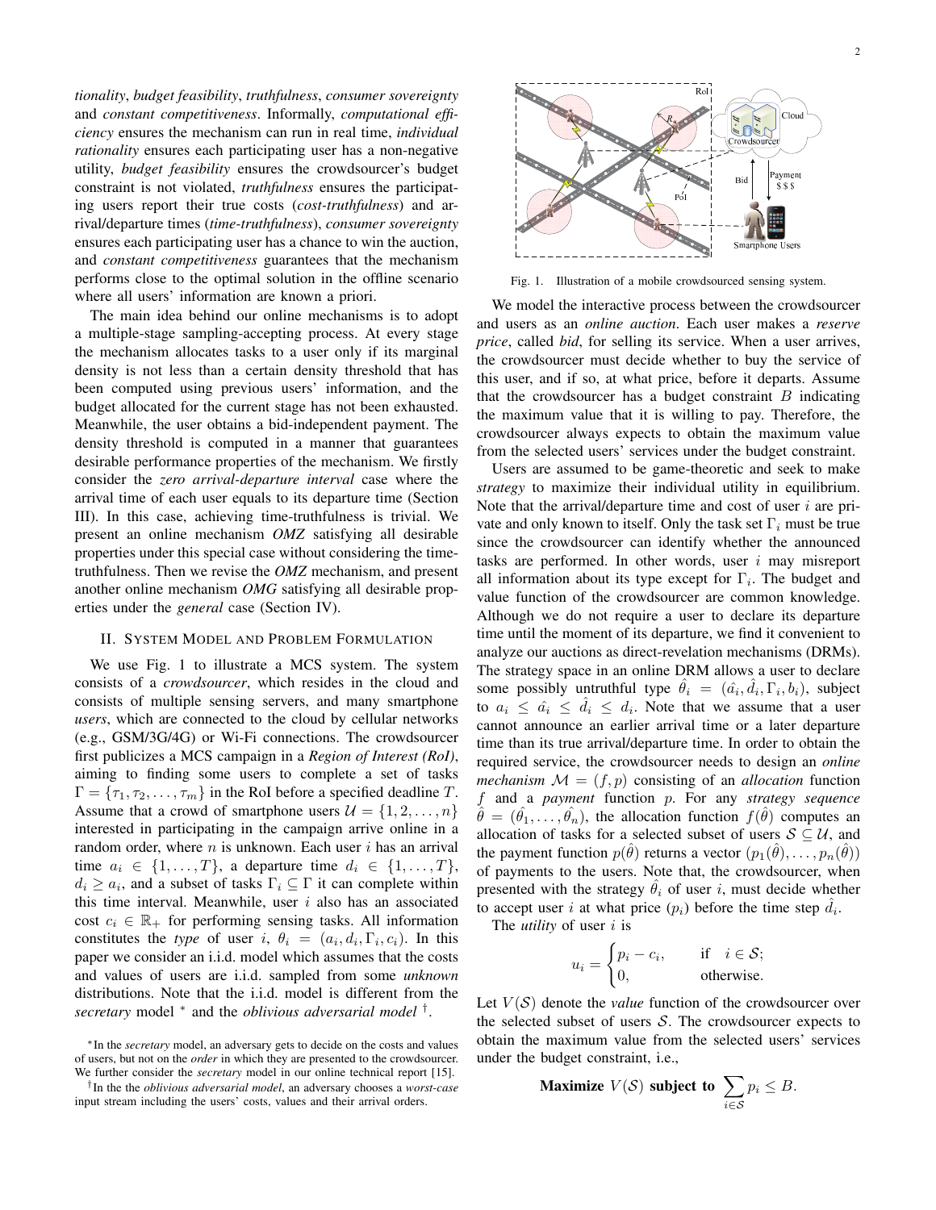*tionality*, *budget feasibility*, *truthfulness*, *consumer sovereignty* and *constant competitiveness*. Informally, *computational efficiency* ensures the mechanism can run in real time, *individual rationality* ensures each participating user has a non-negative utility, *budget feasibility* ensures the crowdsourcer's budget constraint is not violated, *truthfulness* ensures the participating users report their true costs (*cost-truthfulness*) and arrival/departure times (*time-truthfulness*), *consumer sovereignty* ensures each participating user has a chance to win the auction, and *constant competitiveness* guarantees that the mechanism performs close to the optimal solution in the offline scenario where all users' information are known a priori.

The main idea behind our online mechanisms is to adopt a multiple-stage sampling-accepting process. At every stage the mechanism allocates tasks to a user only if its marginal density is not less than a certain density threshold that has been computed using previous users' information, and the budget allocated for the current stage has not been exhausted. Meanwhile, the user obtains a bid-independent payment. The density threshold is computed in a manner that guarantees desirable performance properties of the mechanism. We firstly consider the *zero arrival-departure interval* case where the arrival time of each user equals to its departure time (Section III). In this case, achieving time-truthfulness is trivial. We present an online mechanism *OMZ* satisfying all desirable properties under this special case without considering the time-truthfulness. Then we revise the *OMZ* mechanism, and present another online mechanism *OMG* satisfying all desirable properties under the *general* case (Section IV).

## II. System Model and Problem Formulation

We use Fig. 1 to illustrate a MCS system. The system consists of a *crowdsourcer*, which resides in the cloud and consists of multiple sensing servers, and many smartphone *users*, which are connected to the cloud by cellular networks (e.g., GSM/3G/4G) or Wi-Fi connections. The crowdsourcer first publicizes a MCS campaign in a *Region of Interest (RoI)*, aiming to finding some users to complete a set of tasks $\Gamma = \{\tau_1, \tau_2, \ldots, \tau_m\}$ in the RoI before a specified deadline $T$. Assume that a crowd of smartphone users $\mathcal{U} = \{1, 2, \ldots, n\}$ interested in participating in the campaign arrive online in a random order, where $n$ is unknown. Each user $i$ has an arrival time $a_i \in \{1, \ldots, T\}$, a departure time $d_i \in \{1, \ldots, T\}$, $d_i \geq a_i$, and a subset of tasks $\Gamma_i \subseteq \Gamma$ it can complete within this time interval. Meanwhile, user $i$ also has an associated cost $c_i \in \mathbb{R}_+$ for performing sensing tasks. All information constitutes the *type* of user $i$, $\theta_i = (a_i, d_i, \Gamma_i, c_i)$. In this paper we consider an i.i.d. model which assumes that the costs and values of users are i.i.d. sampled from some *unknown* distributions. Note that the i.i.d. model is different from the *secretary* model * and the *oblivious adversarial model* †.

*In the *secretary* model, an adversary gets to decide on the costs and values of users, but not on the *order* in which they are presented to the crowdsourcer. We further consider the *secretary* model in our online technical report [15].

†In the the *oblivious adversarial model*, an adversary chooses a *worst-case* input stream including the users' costs, values and their arrival orders.

Fig. 1. Illustration of a mobile crowdsourced sensing system.

We model the interactive process between the crowdsourcer and users as an *online auction*. Each user makes a *reserve price*, called *bid*, for selling its service. When a user arrives, the crowdsourcer must decide whether to buy the service of this user, and if so, at what price, before it departs. Assume that the crowdsourcer has a budget constraint $B$ indicating the maximum value that it is willing to pay. Therefore, the crowdsourcer always expects to obtain the maximum value from the selected users' services under the budget constraint.

Users are assumed to be game-theoretic and seek to make *strategy* to maximize their individual utility in equilibrium. Note that the arrival/departure time and cost of user $i$ are private and only known to itself. Only the task set $\Gamma_i$ must be true since the crowdsourcer can identify whether the announced tasks are performed. In other words, user $i$ may misreport all information about its type except for $\Gamma_i$. The budget and value function of the crowdsourcer are common knowledge. Although we do not require a user to declare its departure time until the moment of its departure, we find it convenient to analyze our auctions as direct-revelation mechanisms (DRMs). The strategy space in an online DRM allows a user to declare some possibly untruthful type $\hat{\theta}_i = (\hat{a}_i, \hat{d}_i, \Gamma_i, b_i)$, subject to $a_i \leq \hat{a}_i \leq \hat{d}_i \leq d_i$. Note that we assume that a user cannot announce an earlier arrival time or a later departure time than its true arrival/departure time. In order to obtain the required service, the crowdsourcer needs to design an *online mechanism* $\mathcal{M} = (f, p)$ consisting of an *allocation* function $f$ and a *payment* function $p$. For any *strategy sequence* $\hat{\theta} = (\hat{\theta}_1, \ldots, \hat{\theta}_n)$, the allocation function $f(\hat{\theta})$ computes an allocation of tasks for a selected subset of users $\mathcal{S} \subseteq \mathcal{U}$, and the payment function $p(\hat{\theta})$ returns a vector $(p_1(\hat{\theta}), \ldots, p_n(\hat{\theta}))$ of payments to the users. Note that, the crowdsourcer, when presented with the strategy $\hat{\theta}_i$ of user $i$, must decide whether to accept user $i$ at what price ($p_i$) before the time step $\hat{d}_i$.

The *utility* of user $i$ is

$$u_i = \begin{cases} p_i - c_i, & \text{if} \quad i \in \mathcal{S}; \\ 0, & \text{otherwise.} \end{cases}$$

Let $V(\mathcal{S})$ denote the *value* function of the crowdsourcer over the selected subset of users $\mathcal{S}$. The crowdsourcer expects to obtain the maximum value from the selected users' services under the budget constraint, i.e.,

$$\textbf{Maximize } V(\mathcal{S}) \textbf{ subject to } \sum_{i \in \mathcal{S}} p_i \leq B.$$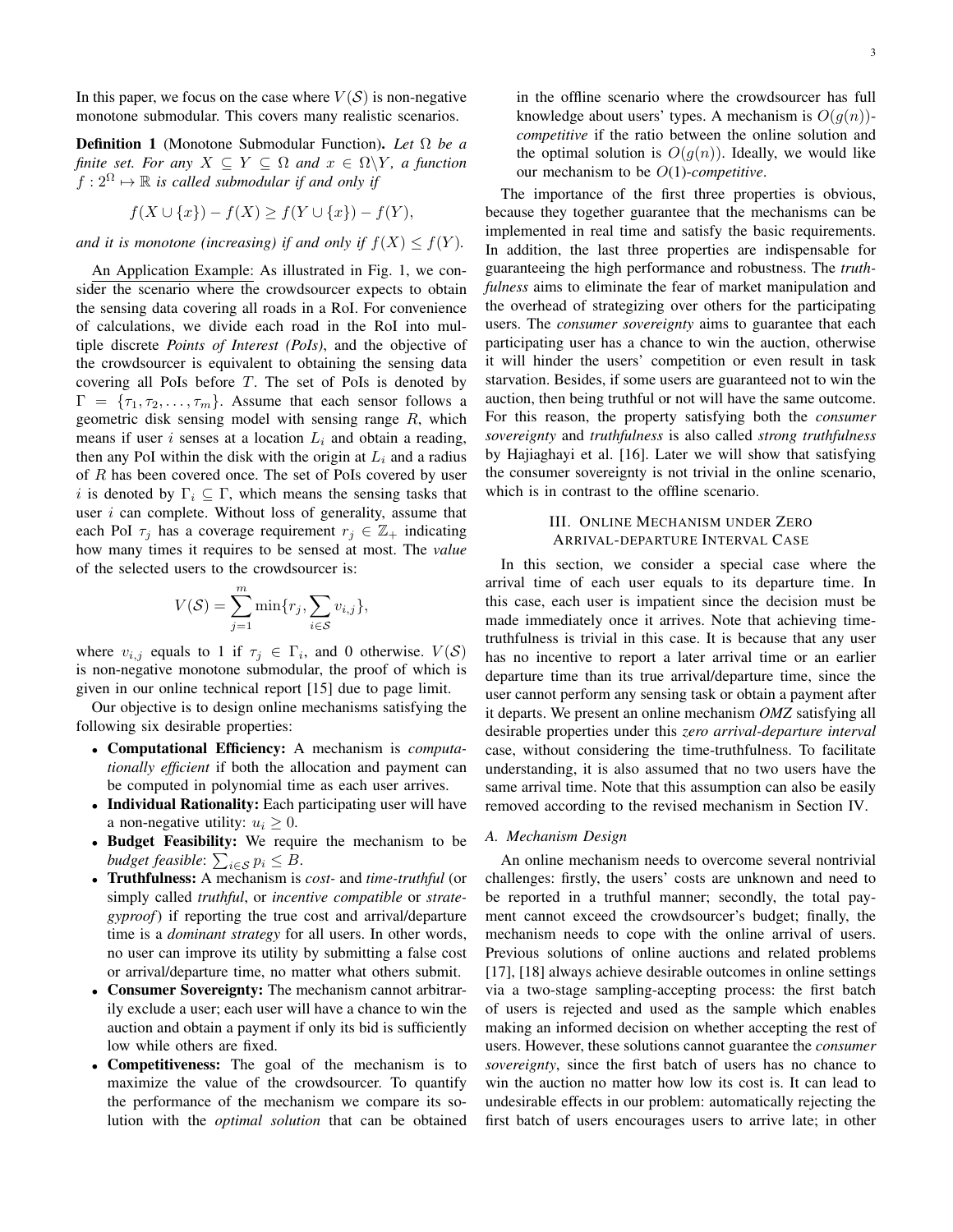In this paper, we focus on the case where $V(\mathcal{S})$ is non-negative monotone submodular. This covers many realistic scenarios.

**Definition 1** (Monotone Submodular Function). *Let $\Omega$ be a finite set. For any $X \subseteq Y \subseteq \Omega$ and $x \in \Omega \backslash Y$, a function $f : 2^{\Omega} \mapsto \mathbb{R}$ is called submodular if and only if*

$$f(X \cup \{x\}) - f(X) \geq f(Y \cup \{x\}) - f(Y),$$

*and it is monotone (increasing) if and only if $f(X) \leq f(Y)$.*

An Application Example: As illustrated in Fig. 1, we consider the scenario where the crowdsourcer expects to obtain the sensing data covering all roads in a RoI. For convenience of calculations, we divide each road in the RoI into multiple discrete *Points of Interest (PoIs)*, and the objective of the crowdsourcer is equivalent to obtaining the sensing data covering all PoIs before $T$. The set of PoIs is denoted by $\Gamma = \{\tau_1, \tau_2, \ldots, \tau_m\}$. Assume that each sensor follows a geometric disk sensing model with sensing range $R$, which means if user $i$ senses at a location $L_i$ and obtain a reading, then any PoI within the disk with the origin at $L_i$ and a radius of $R$ has been covered once. The set of PoIs covered by user $i$ is denoted by $\Gamma_i \subseteq \Gamma$, which means the sensing tasks that user $i$ can complete. Without loss of generality, assume that each PoI $\tau_j$ has a coverage requirement $r_j \in \mathbb{Z}_+$ indicating how many times it requires to be sensed at most. The *value* of the selected users to the crowdsourcer is:

$$V(\mathcal{S}) = \sum_{j=1}^{m} \min\{r_j, \sum_{i \in \mathcal{S}} v_{i,j}\},$$

where $v_{i,j}$ equals to 1 if $\tau_j \in \Gamma_i$, and 0 otherwise. $V(\mathcal{S})$ is non-negative monotone submodular, the proof of which is given in our online technical report [15] due to page limit.

Our objective is to design online mechanisms satisfying the following six desirable properties:

- **Computational Efficiency:** A mechanism is *computationally efficient* if both the allocation and payment can be computed in polynomial time as each user arrives.
- **Individual Rationality:** Each participating user will have a non-negative utility: $u_i \geq 0$.
- **Budget Feasibility:** We require the mechanism to be *budget feasible*: $\sum_{i \in \mathcal{S}} p_i \leq B$.
- **Truthfulness:** A mechanism is *cost-* and *time-truthful* (or simply called *truthful*, or *incentive compatible* or *strategyproof*) if reporting the true cost and arrival/departure time is a *dominant strategy* for all users. In other words, no user can improve its utility by submitting a false cost or arrival/departure time, no matter what others submit.
- **Consumer Sovereignty:** The mechanism cannot arbitrarily exclude a user; each user will have a chance to win the auction and obtain a payment if only its bid is sufficiently low while others are fixed.
- **Competitiveness:** The goal of the mechanism is to maximize the value of the crowdsourcer. To quantify the performance of the mechanism we compare its solution with the *optimal solution* that can be obtained in the offline scenario where the crowdsourcer has full knowledge about users' types. A mechanism is $O(g(n))$-*competitive* if the ratio between the online solution and the optimal solution is $O(g(n))$. Ideally, we would like our mechanism to be $O(1)$-*competitive*.

The importance of the first three properties is obvious, because they together guarantee that the mechanisms can be implemented in real time and satisfy the basic requirements. In addition, the last three properties are indispensable for guaranteeing the high performance and robustness. The *truthfulness* aims to eliminate the fear of market manipulation and the overhead of strategizing over others for the participating users. The *consumer sovereignty* aims to guarantee that each participating user has a chance to win the auction, otherwise it will hinder the users' competition or even result in task starvation. Besides, if some users are guaranteed not to win the auction, then being truthful or not will have the same outcome. For this reason, the property satisfying both the *consumer sovereignty* and *truthfulness* is also called *strong truthfulness* by Hajiaghayi et al. [16]. Later we will show that satisfying the consumer sovereignty is not trivial in the online scenario, which is in contrast to the offline scenario.

## III. Online Mechanism under Zero Arrival-departure Interval Case

In this section, we consider a special case where the arrival time of each user equals to its departure time. In this case, each user is impatient since the decision must be made immediately once it arrives. Note that achieving time-truthfulness is trivial in this case. It is because that any user has no incentive to report a later arrival time or an earlier departure time than its true arrival/departure time, since the user cannot perform any sensing task or obtain a payment after it departs. We present an online mechanism *OMZ* satisfying all desirable properties under this *zero arrival-departure interval* case, without considering the time-truthfulness. To facilitate understanding, it is also assumed that no two users have the same arrival time. Note that this assumption can also be easily removed according to the revised mechanism in Section IV.

### A. Mechanism Design

An online mechanism needs to overcome several nontrivial challenges: firstly, the users' costs are unknown and need to be reported in a truthful manner; secondly, the total payment cannot exceed the crowdsourcer's budget; finally, the mechanism needs to cope with the online arrival of users. Previous solutions of online auctions and related problems [17], [18] always achieve desirable outcomes in online settings via a two-stage sampling-accepting process: the first batch of users is rejected and used as the sample which enables making an informed decision on whether accepting the rest of users. However, these solutions cannot guarantee the *consumer sovereignty*, since the first batch of users has no chance to win the auction no matter how low its cost is. It can lead to undesirable effects in our problem: automatically rejecting the first batch of users encourages users to arrive late; in other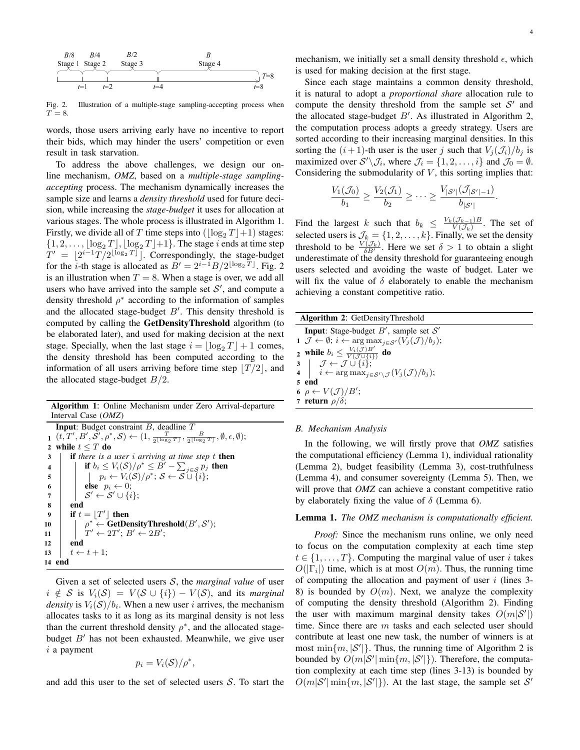Fig. 2. Illustration of a multiple-stage sampling-accepting process when $T = 8$.

words, those users arriving early have no incentive to report their bids, which may hinder the users' competition or even result in task starvation.

To address the above challenges, we design our online mechanism, *OMZ*, based on a *multiple-stage sampling-accepting* process. The mechanism dynamically increases the sample size and learns a *density threshold* used for future decision, while increasing the *stage-budget* it uses for allocation at various stages. The whole process is illustrated in Algorithm 1. Firstly, we divide all of $T$ time steps into ($\lfloor \log_2 T \rfloor + 1$) stages: $\{1, 2, \ldots, \lfloor \log_2 T \rfloor, \lfloor \log_2 T \rfloor + 1\}$. The stage $i$ ends at time step $T' = \lfloor 2^{i-1} T / 2^{\lfloor \log_2 T \rfloor} \rfloor$. Correspondingly, the stage-budget for the $i$-th stage is allocated as $B' = 2^{i-1} B / 2^{\lfloor \log_2 T \rfloor}$. Fig. 2 is an illustration when $T = 8$. When a stage is over, we add all users who have arrived into the sample set $\mathcal{S}'$, and compute a density threshold $\rho^*$ according to the information of samples and the allocated stage-budget $B'$. This density threshold is computed by calling the **GetDensityThreshold** algorithm (to be elaborated later), and used for making decision at the next stage. Specially, when the last stage $i = \lfloor \log_2 T \rfloor + 1$ comes, the density threshold has been computed according to the information of all users arriving before time step $\lfloor T/2 \rfloor$, and the allocated stage-budget $B/2$.

**Algorithm 1**: Online Mechanism under Zero Arrival-departure Interval Case (*OMZ*)

```
Input: Budget constraint B, deadline T
1  (t, T', B', S', ρ*, S) ← (1, T/2^⌊log2 T⌋, B/2^⌊log2 T⌋, ∅, ε, ∅);
2  while t ≤ T do
3      if there is a user i arriving at time step t then
4          if b_i ≤ V_i(S)/ρ* ≤ B' − Σ_{j∈S} p_j then
5              p_i ← V_i(S)/ρ*; S ← S ∪ {i};
6          else p_i ← 0;
7          S' ← S' ∪ {i};
8      end
9      if t = ⌊T'⌋ then
10         ρ* ← GetDensityThreshold(B', S');
11         T' ← 2T'; B' ← 2B';
12     end
13     t ← t + 1;
14 end
```

Given a set of selected users $\mathcal{S}$, the *marginal value* of user $i \notin \mathcal{S}$ is $V_i(\mathcal{S}) = V(\mathcal{S} \cup \{i\}) - V(\mathcal{S})$, and its *marginal density* is $V_i(\mathcal{S})/b_i$. When a new user $i$ arrives, the mechanism allocates tasks to it as long as its marginal density is not less than the current threshold density $\rho^*$, and the allocated stage-budget $B'$ has not been exhausted. Meanwhile, we give user $i$ a payment

$$p_i = V_i(\mathcal{S})/\rho^*,$$

and add this user to the set of selected users $\mathcal{S}$. To start the mechanism, we initially set a small density threshold $\epsilon$, which is used for making decision at the first stage.

Since each stage maintains a common density threshold, it is natural to adopt a *proportional share* allocation rule to compute the density threshold from the sample set $\mathcal{S}'$ and the allocated stage-budget $B'$. As illustrated in Algorithm 2, the computation process adopts a greedy strategy. Users are sorted according to their increasing marginal densities. In this sorting the $(i+1)$-th user is the user $j$ such that $V_j(\mathcal{J}_i)/b_j$ is maximized over $\mathcal{S}' \backslash \mathcal{J}_i$, where $\mathcal{J}_i = \{1, 2, \ldots, i\}$ and $\mathcal{J}_0 = \emptyset$. Considering the submodularity of $V$, this sorting implies that:

$$\frac{V_1(\mathcal{J}_0)}{b_1} \geq \frac{V_2(\mathcal{J}_1)}{b_2} \geq \cdots \geq \frac{V_{|\mathcal{S}'|}(\mathcal{J}_{|\mathcal{S}'|-1})}{b_{|\mathcal{S}'|}}.$$

Find the largest $k$ such that $b_k \leq \frac{V_k(\mathcal{J}_{k-1})B}{V(\mathcal{J}_k)}$. The set of selected users is $\mathcal{J}_k = \{1, 2, \ldots, k\}$. Finally, we set the density threshold to be $\frac{V(\mathcal{J}_k)}{\delta B'}$. Here we set $\delta > 1$ to obtain a slight underestimate of the density threshold for guaranteeing enough users selected and avoiding the waste of budget. Later we will fix the value of $\delta$ elaborately to enable the mechanism achieving a constant competitive ratio.

**Algorithm 2**: GetDensityThreshold

```
Input: Stage-budget B', sample set S'
1  J ← ∅; i ← argmax_{j∈S'} (V_j(J)/b_j);
2  while b_i ≤ V_i(J)B' / V(J ∪ {i}) do
3      J ← J ∪ {i};
4      i ← argmax_{j∈S'\J} (V_j(J)/b_j);
5  end
6  ρ ← V(J)/B';
7  return ρ/δ;
```

## B. Mechanism Analysis

In the following, we will firstly prove that *OMZ* satisfies the computational efficiency (Lemma 1), individual rationality (Lemma 2), budget feasibility (Lemma 3), cost-truthfulness (Lemma 4), and consumer sovereignty (Lemma 5). Then, we will prove that *OMZ* can achieve a constant competitive ratio by elaborately fixing the value of $\delta$ (Lemma 6).

**Lemma 1.** *The OMZ mechanism is computationally efficient.*

*Proof:* Since the mechanism runs online, we only need to focus on the computation complexity at each time step $t \in \{1, \ldots, T\}$. Computing the marginal value of user $i$ takes $O(|\Gamma_i|)$ time, which is at most $O(m)$. Thus, the running time of computing the allocation and payment of user $i$ (lines 3-8) is bounded by $O(m)$. Next, we analyze the complexity of computing the density threshold (Algorithm 2). Finding the user with maximum marginal density takes $O(m|\mathcal{S}'|)$ time. Since there are $m$ tasks and each selected user should contribute at least one new task, the number of winners is at most $\min\{m, |\mathcal{S}'|\}$. Thus, the running time of Algorithm 2 is bounded by $O(m|\mathcal{S}'| \min\{m, |\mathcal{S}'|\})$. Therefore, the computation complexity at each time step (lines 3-13) is bounded by $O(m|\mathcal{S}'| \min\{m, |\mathcal{S}'|\})$. At the last stage, the sample set $\mathcal{S}'$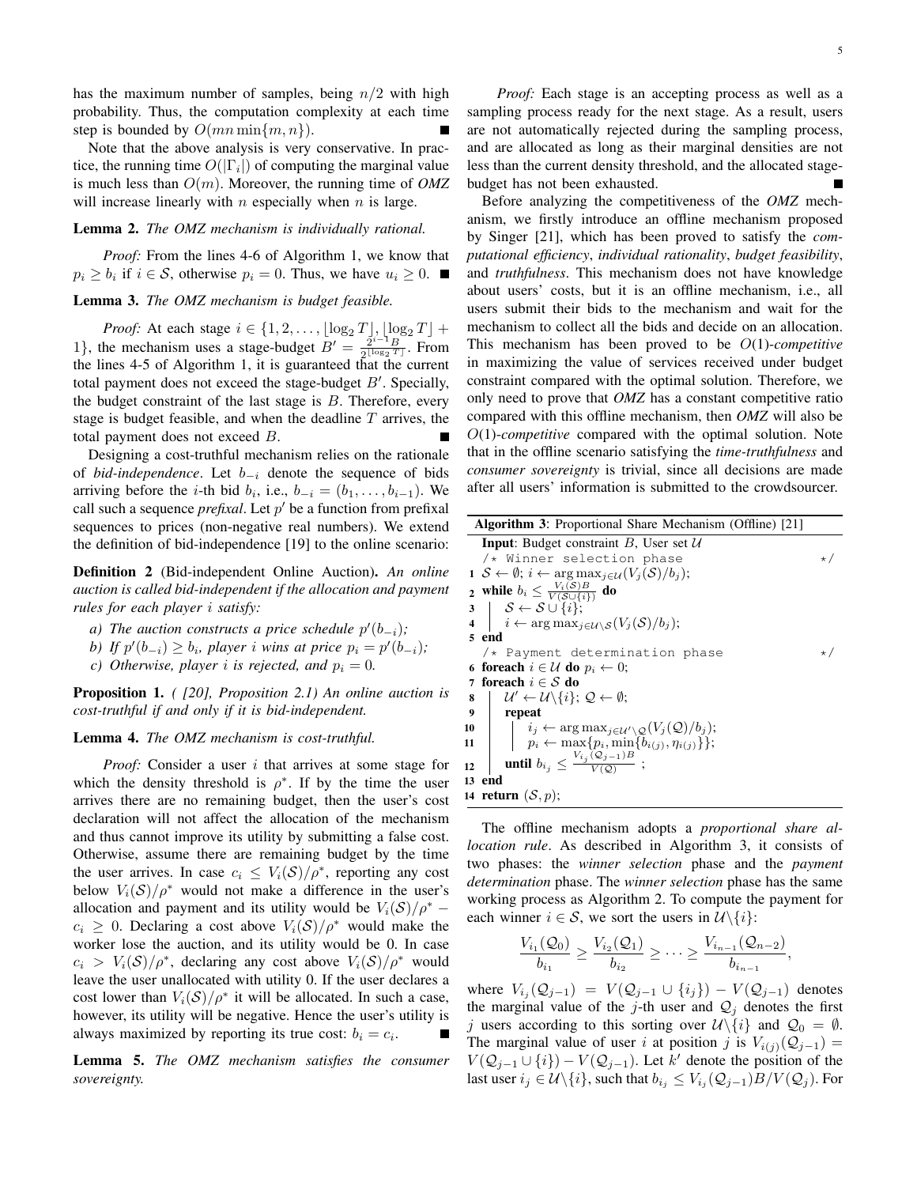has the maximum number of samples, being $n/2$ with high probability. Thus, the computation complexity at each time step is bounded by $O(mn\min\{m,n\})$. ∎

Note that the above analysis is very conservative. In practice, the running time $O(|\Gamma_i|)$ of computing the marginal value is much less than $O(m)$. Moreover, the running time of *OMZ* will increase linearly with $n$ especially when $n$ is large.

**Lemma 2.** *The OMZ mechanism is individually rational.*

*Proof:* From the lines 4-6 of Algorithm 1, we know that $p_i \geq b_i$ if $i \in \mathcal{S}$, otherwise $p_i = 0$. Thus, we have $u_i \geq 0$. ∎

**Lemma 3.** *The OMZ mechanism is budget feasible.*

*Proof:* At each stage $i \in \{1, 2, \ldots, \lfloor \log_2 T \rfloor, \lfloor \log_2 T \rfloor + 1\}$, the mechanism uses a stage-budget $B' = \frac{2^{i-1}B}{2^{\lfloor \log_2 T \rfloor}}$. From the lines 4-5 of Algorithm 1, it is guaranteed that the current total payment does not exceed the stage-budget $B'$. Specially, the budget constraint of the last stage is $B$. Therefore, every stage is budget feasible, and when the deadline $T$ arrives, the total payment does not exceed $B$. ∎

Designing a cost-truthful mechanism relies on the rationale of *bid-independence*. Let $b_{-i}$ denote the sequence of bids arriving before the $i$-th bid $b_i$, i.e., $b_{-i} = (b_1, \ldots, b_{i-1})$. We call such a sequence *prefixal*. Let $p'$ be a function from prefixal sequences to prices (non-negative real numbers). We extend the definition of bid-independence [19] to the online scenario:

**Definition 2** (Bid-independent Online Auction)**.** *An online auction is called bid-independent if the allocation and payment rules for each player $i$ satisfy:*

*a) The auction constructs a price schedule $p'(b_{-i})$;*

*b) If $p'(b_{-i}) \geq b_i$, player $i$ wins at price $p_i = p'(b_{-i})$;*

*c) Otherwise, player $i$ is rejected, and $p_i = 0$.*

**Proposition 1.** *( [20], Proposition 2.1) An online auction is cost-truthful if and only if it is bid-independent.*

**Lemma 4.** *The OMZ mechanism is cost-truthful.*

*Proof:* Consider a user $i$ that arrives at some stage for which the density threshold is $\rho^*$. If by the time the user arrives there are no remaining budget, then the user's cost declaration will not affect the allocation of the mechanism and thus cannot improve its utility by submitting a false cost. Otherwise, assume there are remaining budget by the time the user arrives. In case $c_i \leq V_i(\mathcal{S})/\rho^*$, reporting any cost below $V_i(\mathcal{S})/\rho^*$ would not make a difference in the user's allocation and payment and its utility would be $V_i(\mathcal{S})/\rho^* - c_i \geq 0$. Declaring a cost above $V_i(\mathcal{S})/\rho^*$ would make the worker lose the auction, and its utility would be 0. In case $c_i > V_i(\mathcal{S})/\rho^*$, declaring any cost above $V_i(\mathcal{S})/\rho^*$ would leave the user unallocated with utility 0. If the user declares a cost lower than $V_i(\mathcal{S})/\rho^*$ it will be allocated. In such a case, however, its utility will be negative. Hence the user's utility is always maximized by reporting its true cost: $b_i = c_i$. ∎

**Lemma 5.** *The OMZ mechanism satisfies the consumer sovereignty.*

*Proof:* Each stage is an accepting process as well as a sampling process ready for the next stage. As a result, users are not automatically rejected during the sampling process, and are allocated as long as their marginal densities are not less than the current density threshold, and the allocated stage-budget has not been exhausted. ∎

Before analyzing the competitiveness of the *OMZ* mechanism, we firstly introduce an offline mechanism proposed by Singer [21], which has been proved to satisfy the *computational efficiency*, *individual rationality*, *budget feasibility*, and *truthfulness*. This mechanism does not have knowledge about users' costs, but it is an offline mechanism, i.e., all users submit their bids to the mechanism and wait for the mechanism to collect all the bids and decide on an allocation. This mechanism has been proved to be *O*(1)-*competitive* in maximizing the value of services received under budget constraint compared with the optimal solution. Therefore, we only need to prove that *OMZ* has a constant competitive ratio compared with this offline mechanism, then *OMZ* will also be *O*(1)-*competitive* compared with the optimal solution. Note that in the offline scenario satisfying the *time-truthfulness* and *consumer sovereignty* is trivial, since all decisions are made after all users' information is submitted to the crowdsourcer.

```
Algorithm 3: Proportional Share Mechanism (Offline) [21]
   Input: Budget constraint B, User set U
   /* Winner selection phase                                   */
 1 S ← ∅; i ← arg max_{j∈U}(V_j(S)/b_j);
 2 while b_i ≤ V_i(S)B / V(S∪{i}) do
 3     S ← S ∪ {i};
 4     i ← arg max_{j∈U\S}(V_j(S)/b_j);
 5 end
   /* Payment determination phase                              */
 6 foreach i ∈ U do p_i ← 0;
 7 foreach i ∈ S do
 8     U' ← U\{i}; Q ← ∅;
 9     repeat
10         i_j ← arg max_{j∈U'\Q}(V_j(Q)/b_j);
11         p_i ← max{p_i, min{b_{i(j)}, η_{i(j)}}};
12     until b_{i_j} ≤ V_{i_j}(Q_{j-1})B / V(Q) ;
13 end
14 return (S, p);
```

The offline mechanism adopts a *proportional share allocation rule*. As described in Algorithm 3, it consists of two phases: the *winner selection* phase and the *payment determination* phase. The *winner selection* phase has the same working process as Algorithm 2. To compute the payment for each winner $i \in \mathcal{S}$, we sort the users in $\mathcal{U}\backslash\{i\}$:

$$\frac{V_{i_1}(\mathcal{Q}_0)}{b_{i_1}} \geq \frac{V_{i_2}(\mathcal{Q}_1)}{b_{i_2}} \geq \cdots \geq \frac{V_{i_{n-1}}(\mathcal{Q}_{n-2})}{b_{i_{n-1}}},$$

where $V_{i_j}(\mathcal{Q}_{j-1}) = V(\mathcal{Q}_{j-1} \cup \{i_j\}) - V(\mathcal{Q}_{j-1})$ denotes the marginal value of the $j$-th user and $\mathcal{Q}_j$ denotes the first $j$ users according to this sorting over $\mathcal{U}\backslash\{i\}$ and $\mathcal{Q}_0 = \emptyset$. The marginal value of user $i$ at position $j$ is $V_{i(j)}(\mathcal{Q}_{j-1}) = V(\mathcal{Q}_{j-1} \cup \{i\}) - V(\mathcal{Q}_{j-1})$. Let $k'$ denote the position of the last user $i_j \in \mathcal{U}\backslash\{i\}$, such that $b_{i_j} \leq V_{i_j}(\mathcal{Q}_{j-1})B/V(\mathcal{Q}_j)$. For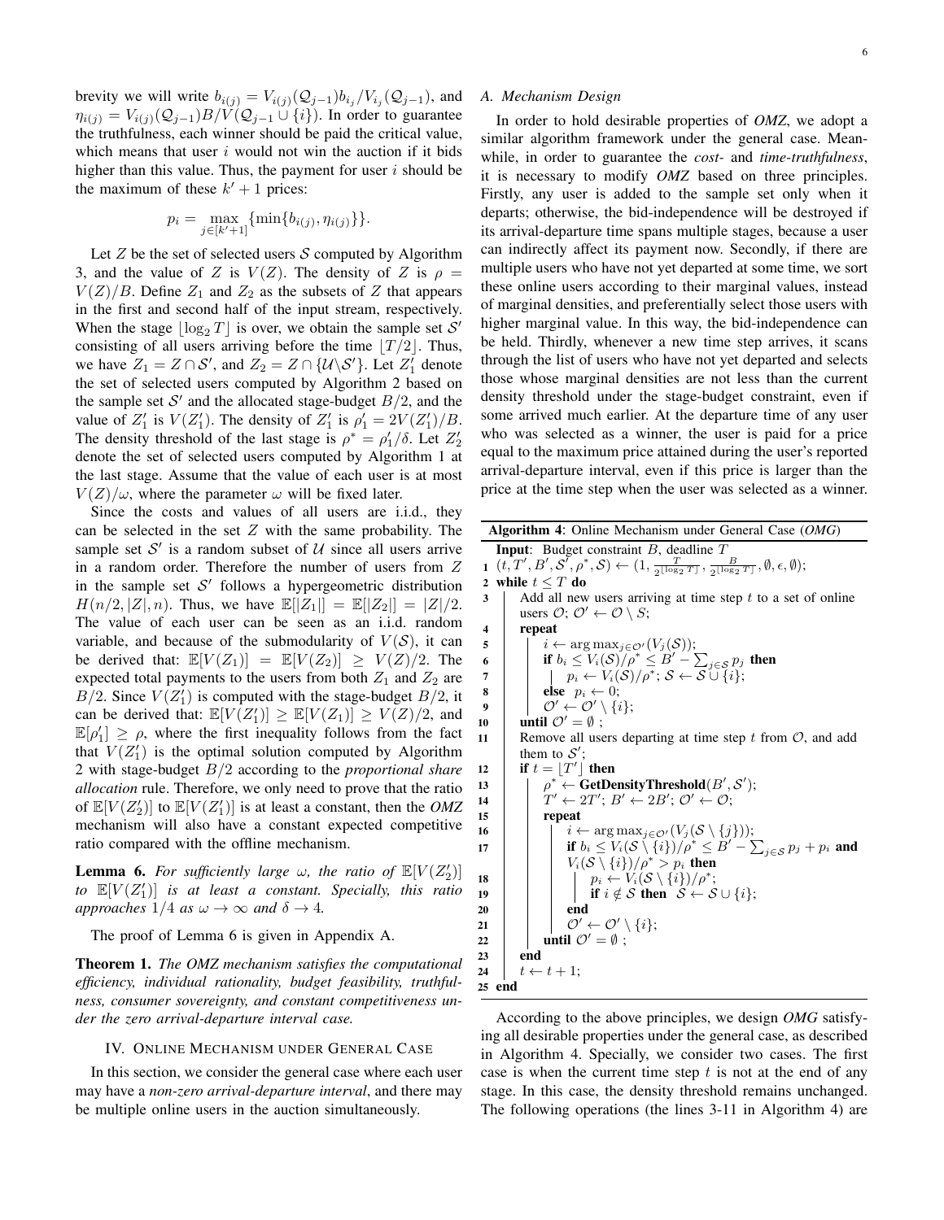brevity we will write $b_{i(j)} = V_{i(j)}(\mathcal{Q}_{j-1})b_{i_j}/V_{i_j}(\mathcal{Q}_{j-1})$, and $\eta_{i(j)} = V_{i(j)}(\mathcal{Q}_{j-1})B/V(\mathcal{Q}_{j-1} \cup \{i\})$. In order to guarantee the truthfulness, each winner should be paid the critical value, which means that user $i$ would not win the auction if it bids higher than this value. Thus, the payment for user $i$ should be the maximum of these $k'+1$ prices:

$$p_i = \max_{j \in [k'+1]} \{\min\{b_{i(j)}, \eta_{i(j)}\}\}.$$

Let $Z$ be the set of selected users $\mathcal{S}$ computed by Algorithm 3, and the value of $Z$ is $V(Z)$. The density of $Z$ is $\rho = V(Z)/B$. Define $Z_1$ and $Z_2$ as the subsets of $Z$ that appears in the first and second half of the input stream, respectively. When the stage $\lfloor \log_2 T \rfloor$ is over, we obtain the sample set $\mathcal{S}'$ consisting of all users arriving before the time $\lfloor T/2 \rfloor$. Thus, we have $Z_1 = Z \cap \mathcal{S}'$, and $Z_2 = Z \cap \{\mathcal{U} \backslash \mathcal{S}'\}$. Let $Z_1'$ denote the set of selected users computed by Algorithm 2 based on the sample set $\mathcal{S}'$ and the allocated stage-budget $B/2$, and the value of $Z_1'$ is $V(Z_1')$. The density of $Z_1'$ is $\rho_1' = 2V(Z_1')/B$. The density threshold of the last stage is $\rho^* = \rho_1'/\delta$. Let $Z_2'$ denote the set of selected users computed by Algorithm 1 at the last stage. Assume that the value of each user is at most $V(Z)/\omega$, where the parameter $\omega$ will be fixed later.

Since the costs and values of all users are i.i.d., they can be selected in the set $Z$ with the same probability. The sample set $\mathcal{S}'$ is a random subset of $\mathcal{U}$ since all users arrive in a random order. Therefore the number of users from $Z$ in the sample set $\mathcal{S}'$ follows a hypergeometric distribution $H(n/2, |Z|, n)$. Thus, we have $\mathbb{E}[|Z_1|] = \mathbb{E}[|Z_2|] = |Z|/2$. The value of each user can be seen as an i.i.d. random variable, and because of the submodularity of $V(\mathcal{S})$, it can be derived that: $\mathbb{E}[V(Z_1)] = \mathbb{E}[V(Z_2)] \geq V(Z)/2$. The expected total payments to the users from both $Z_1$ and $Z_2$ are $B/2$. Since $V(Z_1')$ is computed with the stage-budget $B/2$, it can be derived that: $\mathbb{E}[V(Z_1')] \geq \mathbb{E}[V(Z_1)] \geq V(Z)/2$, and $\mathbb{E}[\rho_1'] \geq \rho$, where the first inequality follows from the fact that $V(Z_1')$ is the optimal solution computed by Algorithm 2 with stage-budget $B/2$ according to the *proportional share allocation* rule. Therefore, we only need to prove that the ratio of $\mathbb{E}[V(Z_2')]$ to $\mathbb{E}[V(Z_1')]$ is at least a constant, then the *OMZ* mechanism will also have a constant expected competitive ratio compared with the offline mechanism.

**Lemma 6.** *For sufficiently large $\omega$, the ratio of $\mathbb{E}[V(Z_2')]$ to $\mathbb{E}[V(Z_1')]$ is at least a constant. Specially, this ratio approaches $1/4$ as $\omega \to \infty$ and $\delta \to 4$.*

The proof of Lemma 6 is given in Appendix A.

**Theorem 1.** *The OMZ mechanism satisfies the computational efficiency, individual rationality, budget feasibility, truthfulness, consumer sovereignty, and constant competitiveness under the zero arrival-departure interval case.*

## IV. Online Mechanism under General Case

In this section, we consider the general case where each user may have a *non-zero arrival-departure interval*, and there may be multiple online users in the auction simultaneously.

### A. Mechanism Design

In order to hold desirable properties of *OMZ*, we adopt a similar algorithm framework under the general case. Meanwhile, in order to guarantee the *cost-* and *time-truthfulness*, it is necessary to modify *OMZ* based on three principles. Firstly, any user is added to the sample set only when it departs; otherwise, the bid-independence will be destroyed if its arrival-departure time spans multiple stages, because a user can indirectly affect its payment now. Secondly, if there are multiple users who have not yet departed at some time, we sort these online users according to their marginal values, instead of marginal densities, and preferentially select those users with higher marginal value. In this way, the bid-independence can be held. Thirdly, whenever a new time step arrives, it scans through the list of users who have not yet departed and selects those whose marginal densities are not less than the current density threshold under the stage-budget constraint, even if some arrived much earlier. At the departure time of any user who was selected as a winner, the user is paid for a price equal to the maximum price attained during the user's reported arrival-departure interval, even if this price is larger than the price at the time step when the user was selected as a winner.

**Algorithm 4**: Online Mechanism under General Case (*OMG*)

```
Input: Budget constraint B, deadline T
1  (t, T', B', S', ρ*, S) ← (1, T/2^⌊log2 T⌋, B/2^⌊log2 T⌋, ∅, ε, ∅);
2  while t ≤ T do
3      Add all new users arriving at time step t to a set of online
       users O; O' ← O \ S;
4      repeat
5          i ← arg max_{j∈O'}(V_j(S));
6          if b_i ≤ V_i(S)/ρ* ≤ B' − Σ_{j∈S} p_j then
7              p_i ← V_i(S)/ρ*; S ← S ∪ {i};
8          else p_i ← 0;
9          O' ← O' \ {i};
10     until O' = ∅ ;
11     Remove all users departing at time step t from O, and add
       them to S';
12     if t = ⌊T'⌋ then
13         ρ* ← GetDensityThreshold(B', S');
14         T' ← 2T'; B' ← 2B'; O' ← O;
15         repeat
16             i ← arg max_{j∈O'}(V_j(S \ {j}));
17             if b_i ≤ V_i(S \ {i})/ρ* ≤ B' − Σ_{j∈S} p_j + p_i and
               V_i(S \ {i})/ρ* > p_i then
18                 p_i ← V_i(S \ {i})/ρ*;
19                 if i ∉ S then S ← S ∪ {i};
20             end
21             O' ← O' \ {i};
22         until O' = ∅ ;
23     end
24     t ← t + 1;
25 end
```

According to the above principles, we design *OMG* satisfying all desirable properties under the general case, as described in Algorithm 4. Specially, we consider two cases. The first case is when the current time step $t$ is not at the end of any stage. In this case, the density threshold remains unchanged. The following operations (the lines 3-11 in Algorithm 4) are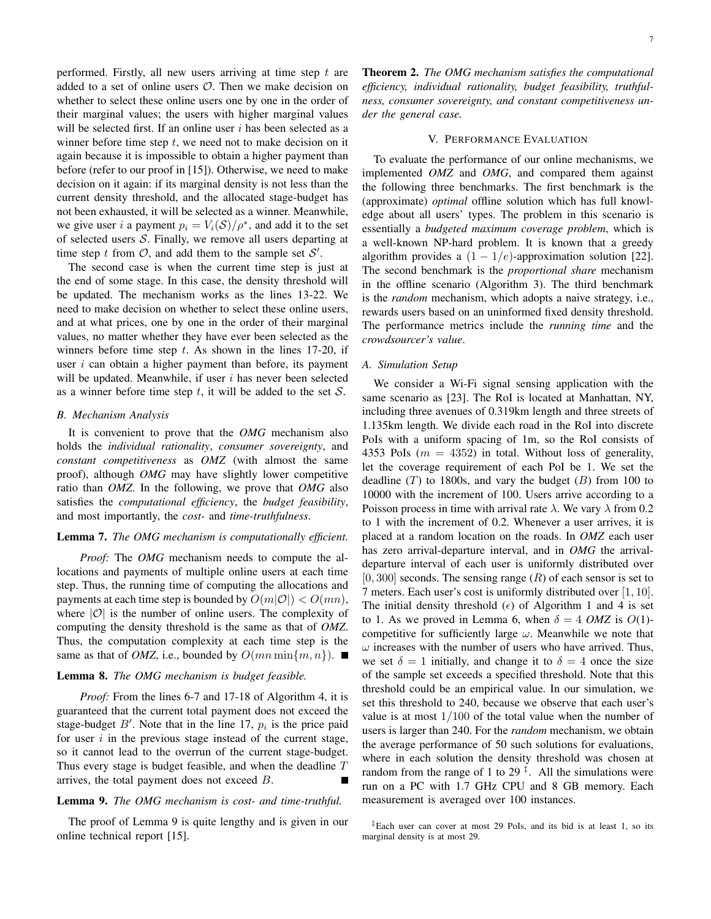performed. Firstly, all new users arriving at time step $t$ are added to a set of online users $\mathcal{O}$. Then we make decision on whether to select these online users one by one in the order of their marginal values; the users with higher marginal values will be selected first. If an online user $i$ has been selected as a winner before time step $t$, we need not to make decision on it again because it is impossible to obtain a higher payment than before (refer to our proof in [15]). Otherwise, we need to make decision on it again: if its marginal density is not less than the current density threshold, and the allocated stage-budget has not been exhausted, it will be selected as a winner. Meanwhile, we give user $i$ a payment $p_i = V_i(\mathcal{S})/\rho^*$, and add it to the set of selected users $\mathcal{S}$. Finally, we remove all users departing at time step $t$ from $\mathcal{O}$, and add them to the sample set $\mathcal{S}'$.

The second case is when the current time step is just at the end of some stage. In this case, the density threshold will be updated. The mechanism works as the lines 13-22. We need to make decision on whether to select these online users, and at what prices, one by one in the order of their marginal values, no matter whether they have ever been selected as the winners before time step $t$. As shown in the lines 17-20, if user $i$ can obtain a higher payment than before, its payment will be updated. Meanwhile, if user $i$ has never been selected as a winner before time step $t$, it will be added to the set $\mathcal{S}$.

### B. Mechanism Analysis

It is convenient to prove that the *OMG* mechanism also holds the *individual rationality*, *consumer sovereignty*, and *constant competitiveness* as *OMZ* (with almost the same proof), although *OMG* may have slightly lower competitive ratio than *OMZ*. In the following, we prove that *OMG* also satisfies the *computational efficiency*, the *budget feasibility*, and most importantly, the *cost-* and *time-truthfulness*.

**Lemma 7.** *The OMG mechanism is computationally efficient.*

*Proof:* The *OMG* mechanism needs to compute the allocations and payments of multiple online users at each time step. Thus, the running time of computing the allocations and payments at each time step is bounded by $O(m|\mathcal{O}|) < O(mn)$, where $|\mathcal{O}|$ is the number of online users. The complexity of computing the density threshold is the same as that of *OMZ*. Thus, the computation complexity at each time step is the same as that of *OMZ*, i.e., bounded by $O(mn \min\{m, n\})$. ■

**Lemma 8.** *The OMG mechanism is budget feasible.*

*Proof:* From the lines 6-7 and 17-18 of Algorithm 4, it is guaranteed that the current total payment does not exceed the stage-budget $B'$. Note that in the line 17, $p_i$ is the price paid for user $i$ in the previous stage instead of the current stage, so it cannot lead to the overrun of the current stage-budget. Thus every stage is budget feasible, and when the deadline $T$ arrives, the total payment does not exceed $B$. ■

**Lemma 9.** *The OMG mechanism is cost- and time-truthful.*

The proof of Lemma 9 is quite lengthy and is given in our online technical report [15].

**Theorem 2.** *The OMG mechanism satisfies the computational efficiency, individual rationality, budget feasibility, truthfulness, consumer sovereignty, and constant competitiveness under the general case.*

## V. Performance Evaluation

To evaluate the performance of our online mechanisms, we implemented *OMZ* and *OMG*, and compared them against the following three benchmarks. The first benchmark is the (approximate) *optimal* offline solution which has full knowledge about all users' types. The problem in this scenario is essentially a *budgeted maximum coverage problem*, which is a well-known NP-hard problem. It is known that a greedy algorithm provides a $(1 - 1/e)$-approximation solution [22]. The second benchmark is the *proportional share* mechanism in the offline scenario (Algorithm 3). The third benchmark is the *random* mechanism, which adopts a naive strategy, i.e., rewards users based on an uninformed fixed density threshold. The performance metrics include the *running time* and the *crowdsourcer's value*.

### A. Simulation Setup

We consider a Wi-Fi signal sensing application with the same scenario as [23]. The RoI is located at Manhattan, NY, including three avenues of 0.319km length and three streets of 1.135km length. We divide each road in the RoI into discrete PoIs with a uniform spacing of 1m, so the RoI consists of 4353 PoIs ($m = 4352$) in total. Without loss of generality, let the coverage requirement of each PoI be 1. We set the deadline ($T$) to 1800s, and vary the budget ($B$) from 100 to 10000 with the increment of 100. Users arrive according to a Poisson process in time with arrival rate $\lambda$. We vary $\lambda$ from 0.2 to 1 with the increment of 0.2. Whenever a user arrives, it is placed at a random location on the roads. In *OMZ* each user has zero arrival-departure interval, and in *OMG* the arrival-departure interval of each user is uniformly distributed over $[0, 300]$ seconds. The sensing range ($R$) of each sensor is set to 7 meters. Each user's cost is uniformly distributed over $[1, 10]$. The initial density threshold ($\epsilon$) of Algorithm 1 and 4 is set to 1. As we proved in Lemma 6, when $\delta = 4$ *OMZ* is $O(1)$-competitive for sufficiently large $\omega$. Meanwhile we note that $\omega$ increases with the number of users who have arrived. Thus, we set $\delta = 1$ initially, and change it to $\delta = 4$ once the size of the sample set exceeds a specified threshold. Note that this threshold could be an empirical value. In our simulation, we set this threshold to 240, because we observe that each user's value is at most $1/100$ of the total value when the number of users is larger than 240. For the *random* mechanism, we obtain the average performance of 50 such solutions for evaluations, where in each solution the density threshold was chosen at random from the range of 1 to 29 [‡]. All the simulations were run on a PC with 1.7 GHz CPU and 8 GB memory. Each measurement is averaged over 100 instances.

[‡]Each user can cover at most 29 PoIs, and its bid is at least 1, so its marginal density is at most 29.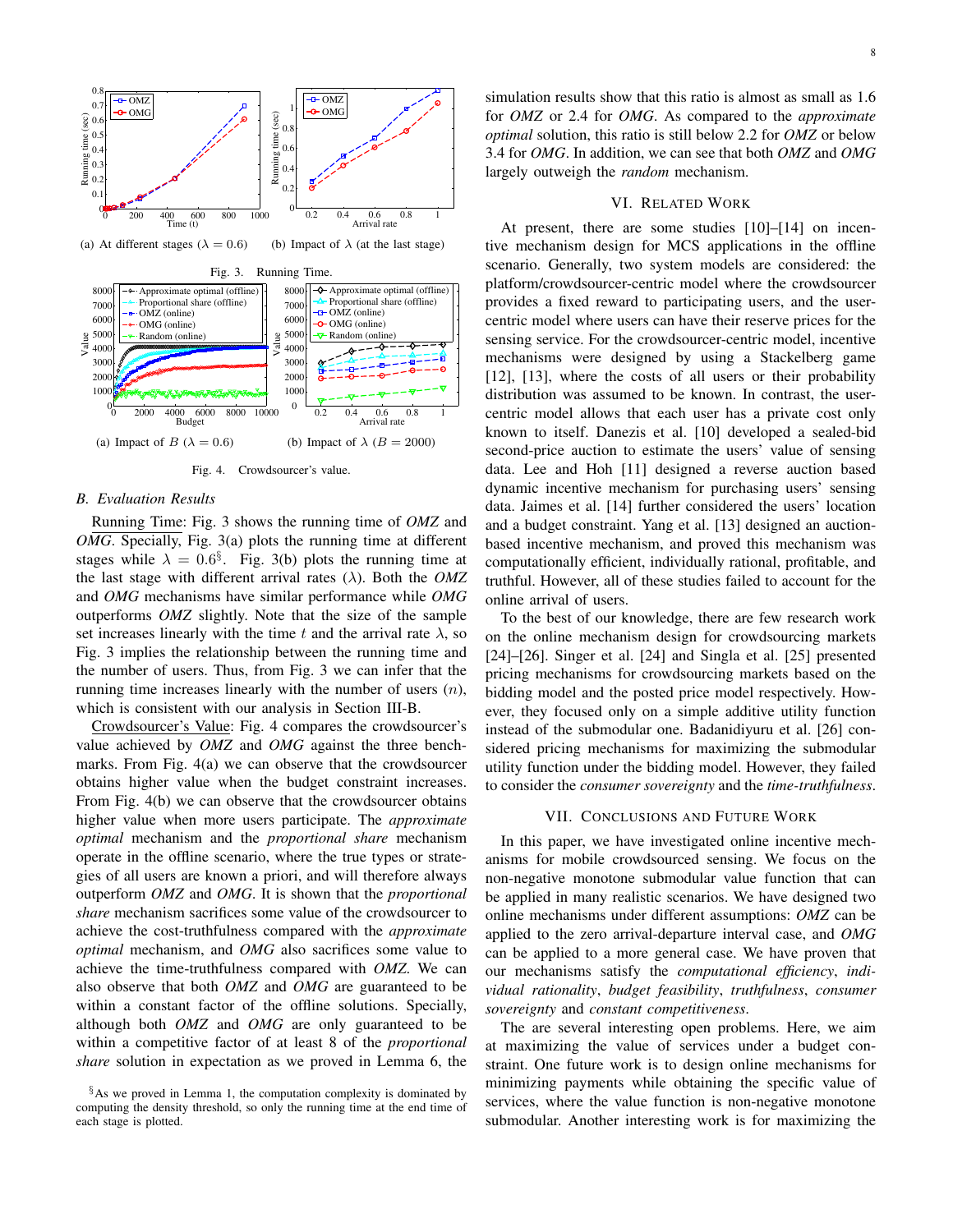(a) At different stages ($\lambda = 0.6$) (b) Impact of $\lambda$ (at the last stage)

Fig. 3. Running Time.

(a) Impact of $B$ ($\lambda = 0.6$) (b) Impact of $\lambda$ ($B = 2000$)

Fig. 4. Crowdsourcer's value.

### B. Evaluation Results

Running Time: Fig. 3 shows the running time of *OMZ* and *OMG*. Specially, Fig. 3(a) plots the running time at different stages while $\lambda = 0.6$[§]. Fig. 3(b) plots the running time at the last stage with different arrival rates ($\lambda$). Both the *OMZ* and *OMG* mechanisms have similar performance while *OMG* outperforms *OMZ* slightly. Note that the size of the sample set increases linearly with the time $t$ and the arrival rate $\lambda$, so Fig. 3 implies the relationship between the running time and the number of users. Thus, from Fig. 3 we can infer that the running time increases linearly with the number of users ($n$), which is consistent with our analysis in Section III-B.

Crowdsourcer's Value: Fig. 4 compares the crowdsourcer's value achieved by *OMZ* and *OMG* against the three benchmarks. From Fig. 4(a) we can observe that the crowdsourcer obtains higher value when the budget constraint increases. From Fig. 4(b) we can observe that the crowdsourcer obtains higher value when more users participate. The *approximate optimal* mechanism and the *proportional share* mechanism operate in the offline scenario, where the true types or strategies of all users are known a priori, and will therefore always outperform *OMZ* and *OMG*. It is shown that the *proportional share* mechanism sacrifices some value of the crowdsourcer to achieve the cost-truthfulness compared with the *approximate optimal* mechanism, and *OMG* also sacrifices some value to achieve the time-truthfulness compared with *OMZ*. We can also observe that both *OMZ* and *OMG* are guaranteed to be within a constant factor of the offline solutions. Specially, although both *OMZ* and *OMG* are only guaranteed to be within a competitive factor of at least 8 of the *proportional share* solution in expectation as we proved in Lemma 6, the simulation results show that this ratio is almost as small as 1.6 for *OMZ* or 2.4 for *OMG*. As compared to the *approximate optimal* solution, this ratio is still below 2.2 for *OMZ* or below 3.4 for *OMG*. In addition, we can see that both *OMZ* and *OMG* largely outweigh the *random* mechanism.

[§]As we proved in Lemma 1, the computation complexity is dominated by computing the density threshold, so only the running time at the end time of each stage is plotted.

## VI. Related Work

At present, there are some studies [10]–[14] on incentive mechanism design for MCS applications in the offline scenario. Generally, two system models are considered: the platform/crowdsourcer-centric model where the crowdsourcer provides a fixed reward to participating users, and the user-centric model where users can have their reserve prices for the sensing service. For the crowdsourcer-centric model, incentive mechanisms were designed by using a Stackelberg game [12], [13], where the costs of all users or their probability distribution was assumed to be known. In contrast, the user-centric model allows that each user has a private cost only known to itself. Danezis et al. [10] developed a sealed-bid second-price auction to estimate the users' value of sensing data. Lee and Hoh [11] designed a reverse auction based dynamic incentive mechanism for purchasing users' sensing data. Jaimes et al. [14] further considered the users' location and a budget constraint. Yang et al. [13] designed an auction-based incentive mechanism, and proved this mechanism was computationally efficient, individually rational, profitable, and truthful. However, all of these studies failed to account for the online arrival of users.

To the best of our knowledge, there are few research work on the online mechanism design for crowdsourcing markets [24]–[26]. Singer et al. [24] and Singla et al. [25] presented pricing mechanisms for crowdsourcing markets based on the bidding model and the posted price model respectively. However, they focused only on a simple additive utility function instead of the submodular one. Badanidiyuru et al. [26] considered pricing mechanisms for maximizing the submodular utility function under the bidding model. However, they failed to consider the *consumer sovereignty* and the *time-truthfulness*.

## VII. Conclusions and Future Work

In this paper, we have investigated online incentive mechanisms for mobile crowdsourced sensing. We focus on the non-negative monotone submodular value function that can be applied in many realistic scenarios. We have designed two online mechanisms under different assumptions: *OMZ* can be applied to the zero arrival-departure interval case, and *OMG* can be applied to a more general case. We have proven that our mechanisms satisfy the *computational efficiency*, *individual rationality*, *budget feasibility*, *truthfulness*, *consumer sovereignty* and *constant competitiveness*.

The are several interesting open problems. Here, we aim at maximizing the value of services under a budget constraint. One future work is to design online mechanisms for minimizing payments while obtaining the specific value of services, where the value function is non-negative monotone submodular. Another interesting work is for maximizing the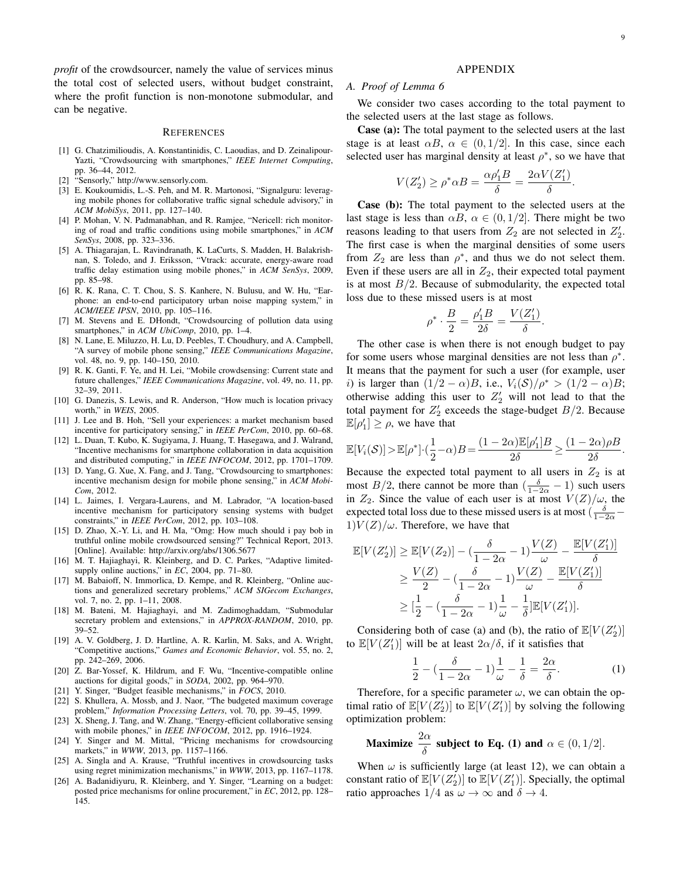*profit* of the crowdsourcer, namely the value of services minus the total cost of selected users, without budget constraint, where the profit function is non-monotone submodular, and can be negative.

## REFERENCES

- [1] G. Chatzimilioudis, A. Konstantinidis, C. Laoudias, and D. Zeinalipour-Yazti, "Crowdsourcing with smartphones," *IEEE Internet Computing*, pp. 36–44, 2012.
- [2] "Sensorly," http://www.sensorly.com.
- [3] E. Koukoumidis, L.-S. Peh, and M. R. Martonosi, "Signalguru: leveraging mobile phones for collaborative traffic signal schedule advisory," in *ACM MobiSys*, 2011, pp. 127–140.
- [4] P. Mohan, V. N. Padmanabhan, and R. Ramjee, "Nericell: rich monitoring of road and traffic conditions using mobile smartphones," in *ACM SenSys*, 2008, pp. 323–336.
- [5] A. Thiagarajan, L. Ravindranath, K. LaCurts, S. Madden, H. Balakrishnan, S. Toledo, and J. Eriksson, "Vtrack: accurate, energy-aware road traffic delay estimation using mobile phones," in *ACM SenSys*, 2009, pp. 85–98.
- [6] R. K. Rana, C. T. Chou, S. S. Kanhere, N. Bulusu, and W. Hu, "Ear-phone: an end-to-end participatory urban noise mapping system," in *ACM/IEEE IPSN*, 2010, pp. 105–116.
- [7] M. Stevens and E. DHondt, "Crowdsourcing of pollution data using smartphones," in *ACM UbiComp*, 2010, pp. 1–4.
- [8] N. Lane, E. Miluzzo, H. Lu, D. Peebles, T. Choudhury, and A. Campbell, "A survey of mobile phone sensing," *IEEE Communications Magazine*, vol. 48, no. 9, pp. 140–150, 2010.
- [9] R. K. Ganti, F. Ye, and H. Lei, "Mobile crowdsensing: Current state and future challenges," *IEEE Communications Magazine*, vol. 49, no. 11, pp. 32–39, 2011.
- [10] G. Danezis, S. Lewis, and R. Anderson, "How much is location privacy worth," in *WEIS*, 2005.
- [11] J. Lee and B. Hoh, "Sell your experiences: a market mechanism based incentive for participatory sensing," in *IEEE PerCom*, 2010, pp. 60–68.
- [12] L. Duan, T. Kubo, K. Sugiyama, J. Huang, T. Hasegawa, and J. Walrand, "Incentive mechanisms for smartphone collaboration in data acquisition and distributed computing," in *IEEE INFOCOM*, 2012, pp. 1701–1709.
- [13] D. Yang, G. Xue, X. Fang, and J. Tang, "Crowdsourcing to smartphones: incentive mechanism design for mobile phone sensing," in *ACM MobiCom*, 2012.
- [14] L. Jaimes, I. Vergara-Laurens, and M. Labrador, "A location-based incentive mechanism for participatory sensing systems with budget constraints," in *IEEE PerCom*, 2012, pp. 103–108.
- [15] D. Zhao, X.-Y. Li, and H. Ma, "Omg: How much should i pay bob in truthful online mobile crowdsourced sensing?" Technical Report, 2013. [Online]. Available: http://arxiv.org/abs/1306.5677
- [16] M. T. Hajiaghayi, R. Kleinberg, and D. C. Parkes, "Adaptive limited-supply online auctions," in *EC*, 2004, pp. 71–80.
- [17] M. Babaioff, N. Immorlica, D. Kempe, and R. Kleinberg, "Online auctions and generalized secretary problems," *ACM SIGecom Exchanges*, vol. 7, no. 2, pp. 1–11, 2008.
- [18] M. Bateni, M. Hajiaghayi, and M. Zadimoghaddam, "Submodular secretary problem and extensions," in *APPROX-RANDOM*, 2010, pp. 39–52.
- [19] A. V. Goldberg, J. D. Hartline, A. R. Karlin, M. Saks, and A. Wright, "Competitive auctions," *Games and Economic Behavior*, vol. 55, no. 2, pp. 242–269, 2006.
- [20] Z. Bar-Yossef, K. Hildrum, and F. Wu, "Incentive-compatible online auctions for digital goods," in *SODA*, 2002, pp. 964–970.
- [21] Y. Singer, "Budget feasible mechanisms," in *FOCS*, 2010.
- [22] S. Khullera, A. Mossb, and J. Naor, "The budgeted maximum coverage problem," *Information Processing Letters*, vol. 70, pp. 39–45, 1999.
- [23] X. Sheng, J. Tang, and W. Zhang, "Energy-efficient collaborative sensing with mobile phones," in *IEEE INFOCOM*, 2012, pp. 1916–1924.
- [24] Y. Singer and M. Mittal, "Pricing mechanisms for crowdsourcing markets," in *WWW*, 2013, pp. 1157–1166.
- [25] A. Singla and A. Krause, "Truthful incentives in crowdsourcing tasks using regret minimization mechanisms," in *WWW*, 2013, pp. 1167–1178.
- [26] A. Badanidiyuru, R. Kleinberg, and Y. Singer, "Learning on a budget: posted price mechanisms for online procurement," in *EC*, 2012, pp. 128–145.

## APPENDIX

### A. Proof of Lemma 6

We consider two cases according to the total payment to the selected users at the last stage as follows.

**Case (a):** The total payment to the selected users at the last stage is at least $\alpha B$, $\alpha \in (0, 1/2]$. In this case, since each selected user has marginal density at least $\rho^*$, so we have that

$$V(Z_2') \geq \rho^* \alpha B = \frac{\alpha \rho_1' B}{\delta} = \frac{2\alpha V(Z_1')}{\delta}.$$

**Case (b):** The total payment to the selected users at the last stage is less than $\alpha B$, $\alpha \in (0, 1/2]$. There might be two reasons leading to that users from $Z_2$ are not selected in $Z_2'$. The first case is when the marginal densities of some users from $Z_2$ are less than $\rho^*$, and thus we do not select them. Even if these users are all in $Z_2$, their expected total payment is at most $B/2$. Because of submodularity, the expected total loss due to these missed users is at most

$$\rho^* \cdot \frac{B}{2} = \frac{\rho_1' B}{2\delta} = \frac{V(Z_1')}{\delta}.$$

The other case is when there is not enough budget to pay for some users whose marginal densities are not less than $\rho^*$. It means that the payment for such a user (for example, user $i$) is larger than $(1/2 - \alpha)B$, i.e., $V_i(\mathcal{S})/\rho^* > (1/2 - \alpha)B$; otherwise adding this user to $Z_2'$ will not lead to that the total payment for $Z_2'$ exceeds the stage-budget $B/2$. Because $\mathbb{E}[\rho_1'] \geq \rho$, we have that

$$\mathbb{E}[V_i(\mathcal{S})] > \mathbb{E}[\rho^*] \cdot (\frac{1}{2} - \alpha) B = \frac{(1-2\alpha)\mathbb{E}[\rho_1'] B}{2\delta} \geq \frac{(1-2\alpha)\rho B}{2\delta}.$$

Because the expected total payment to all users in $Z_2$ is at most $B/2$, there cannot be more than $(\frac{\delta}{1-2\alpha} - 1)$ such users in $Z_2$. Since the value of each user is at most $V(Z)/\omega$, the expected total loss due to these missed users is at most $(\frac{\delta}{1-2\alpha} - 1)V(Z)/\omega$. Therefore, we have that

$$\begin{aligned}
\mathbb{E}[V(Z_2')] &\geq \mathbb{E}[V(Z_2)] - (\frac{\delta}{1-2\alpha} - 1)\frac{V(Z)}{\omega} - \frac{\mathbb{E}[V(Z_1')]}{\delta} \\
&\geq \frac{V(Z)}{2} - (\frac{\delta}{1-2\alpha} - 1)\frac{V(Z)}{\omega} - \frac{\mathbb{E}[V(Z_1')]}{\delta} \\
&\geq [\frac{1}{2} - (\frac{\delta}{1-2\alpha} - 1)\frac{1}{\omega} - \frac{1}{\delta}]\mathbb{E}[V(Z_1')].
\end{aligned}$$

Considering both of case (a) and (b), the ratio of $\mathbb{E}[V(Z_2')]$ to $\mathbb{E}[V(Z_1')]$ will be at least $2\alpha/\delta$, if it satisfies that

$$\frac{1}{2} - (\frac{\delta}{1-2\alpha} - 1)\frac{1}{\omega} - \frac{1}{\delta} = \frac{2\alpha}{\delta}. \quad (1)$$

Therefore, for a specific parameter $\omega$, we can obtain the optimal ratio of $\mathbb{E}[V(Z_2')]$ to $\mathbb{E}[V(Z_1')]$ by solving the following optimization problem:

$$\textbf{Maximize } \frac{2\alpha}{\delta} \textbf{ subject to Eq. (1) and } \alpha \in (0, 1/2].$$

When $\omega$ is sufficiently large (at least 12), we can obtain a constant ratio of $\mathbb{E}[V(Z_2')]$ to $\mathbb{E}[V(Z_1')]$. Specially, the optimal ratio approaches $1/4$ as $\omega \to \infty$ and $\delta \to 4$.